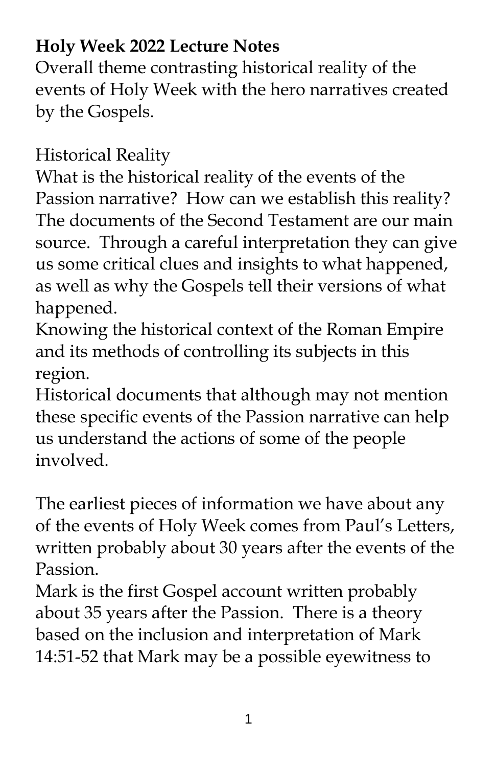**Holy Week 2022 Lecture Notes**

Overall theme contrasting historical reality of the events of Holy Week with the hero narratives created by the Gospels.

Historical Reality

What is the historical reality of the events of the Passion narrative? How can we establish this reality? The documents of the Second Testament are our main source. Through a careful interpretation they can give us some critical clues and insights to what happened, as well as why the Gospels tell their versions of what happened.

Knowing the historical context of the Roman Empire and its methods of controlling its subjects in this region.

Historical documents that although may not mention these specific events of the Passion narrative can help us understand the actions of some of the people involved.

The earliest pieces of information we have about any of the events of Holy Week comes from Paul's Letters, written probably about 30 years after the events of the Passion.

Mark is the first Gospel account written probably about 35 years after the Passion. There is a theory based on the inclusion and interpretation of Mark 14:51-52 that Mark may be a possible eyewitness to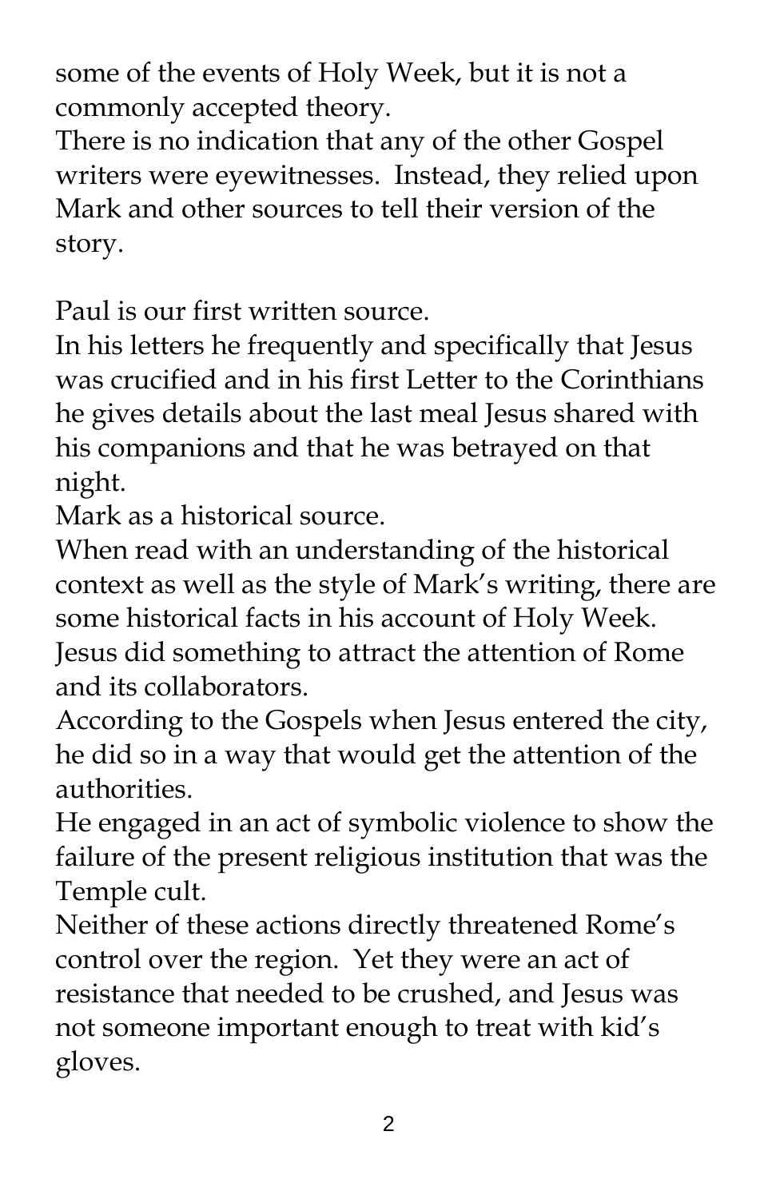some of the events of Holy Week, but it is not a commonly accepted theory.

There is no indication that any of the other Gospel writers were eyewitnesses. Instead, they relied upon Mark and other sources to tell their version of the story.

Paul is our first written source.

In his letters he frequently and specifically that Jesus was crucified and in his first Letter to the Corinthians he gives details about the last meal Jesus shared with his companions and that he was betrayed on that night.

Mark as a historical source.

When read with an understanding of the historical context as well as the style of Mark's writing, there are some historical facts in his account of Holy Week.

Jesus did something to attract the attention of Rome and its collaborators.

According to the Gospels when Jesus entered the city, he did so in a way that would get the attention of the authorities.

He engaged in an act of symbolic violence to show the failure of the present religious institution that was the Temple cult.

Neither of these actions directly threatened Rome's control over the region. Yet they were an act of resistance that needed to be crushed, and Jesus was not someone important enough to treat with kid's gloves.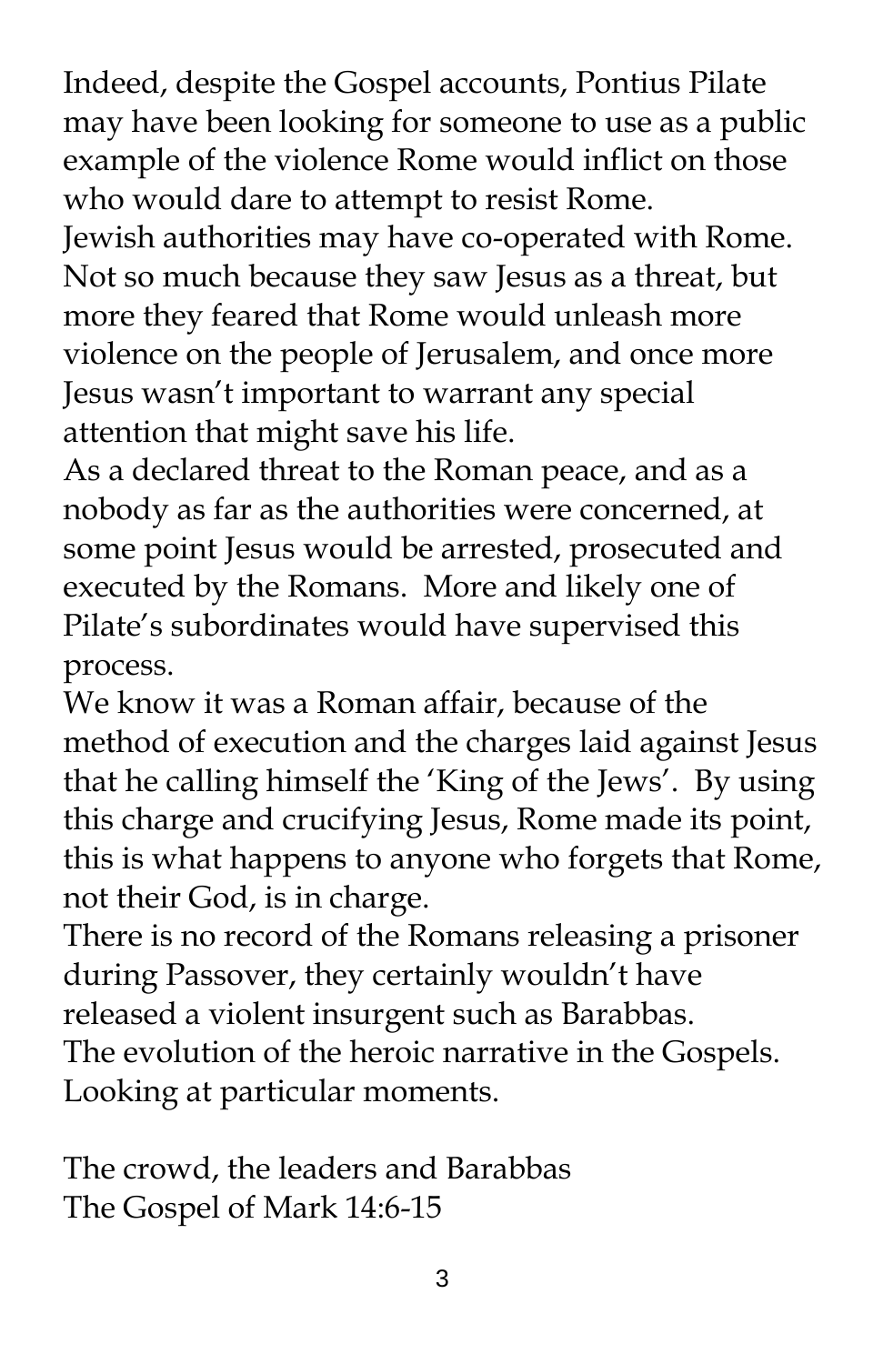Indeed, despite the Gospel accounts, Pontius Pilate may have been looking for someone to use as a public example of the violence Rome would inflict on those who would dare to attempt to resist Rome.

Jewish authorities may have co-operated with Rome. Not so much because they saw Jesus as a threat, but more they feared that Rome would unleash more violence on the people of Jerusalem, and once more Jesus wasn't important to warrant any special attention that might save his life.

As a declared threat to the Roman peace, and as a nobody as far as the authorities were concerned, at some point Jesus would be arrested, prosecuted and executed by the Romans. More and likely one of Pilate's subordinates would have supervised this process.

We know it was a Roman affair, because of the method of execution and the charges laid against Jesus that he calling himself the 'King of the Jews'. By using this charge and crucifying Jesus, Rome made its point, this is what happens to anyone who forgets that Rome, not their God, is in charge.

There is no record of the Romans releasing a prisoner during Passover, they certainly wouldn't have released a violent insurgent such as Barabbas.

The evolution of the heroic narrative in the Gospels. Looking at particular moments.

The crowd, the leaders and Barabbas
The Gospel of Mark 14:6-15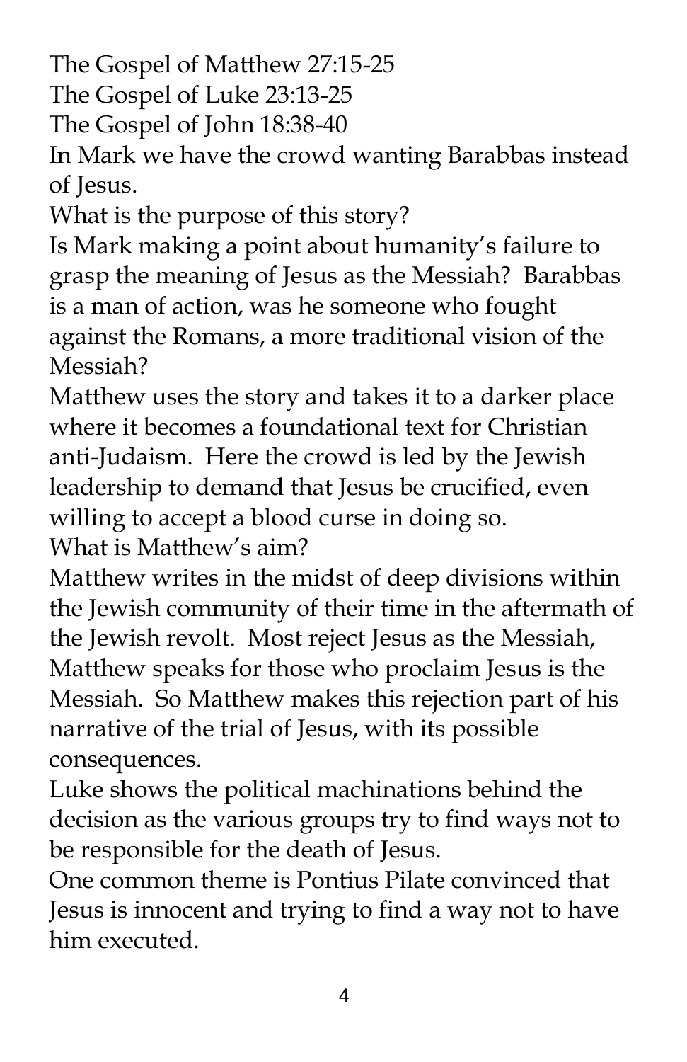The Gospel of Matthew 27:15-25
The Gospel of Luke 23:13-25
The Gospel of John 18:38-40
In Mark we have the crowd wanting Barabbas instead of Jesus.
What is the purpose of this story?
Is Mark making a point about humanity's failure to grasp the meaning of Jesus as the Messiah? Barabbas is a man of action, was he someone who fought against the Romans, a more traditional vision of the Messiah?
Matthew uses the story and takes it to a darker place where it becomes a foundational text for Christian anti-Judaism. Here the crowd is led by the Jewish leadership to demand that Jesus be crucified, even willing to accept a blood curse in doing so.
What is Matthew's aim?
Matthew writes in the midst of deep divisions within the Jewish community of their time in the aftermath of the Jewish revolt. Most reject Jesus as the Messiah, Matthew speaks for those who proclaim Jesus is the Messiah. So Matthew makes this rejection part of his narrative of the trial of Jesus, with its possible consequences.
Luke shows the political machinations behind the decision as the various groups try to find ways not to be responsible for the death of Jesus.
One common theme is Pontius Pilate convinced that Jesus is innocent and trying to find a way not to have him executed.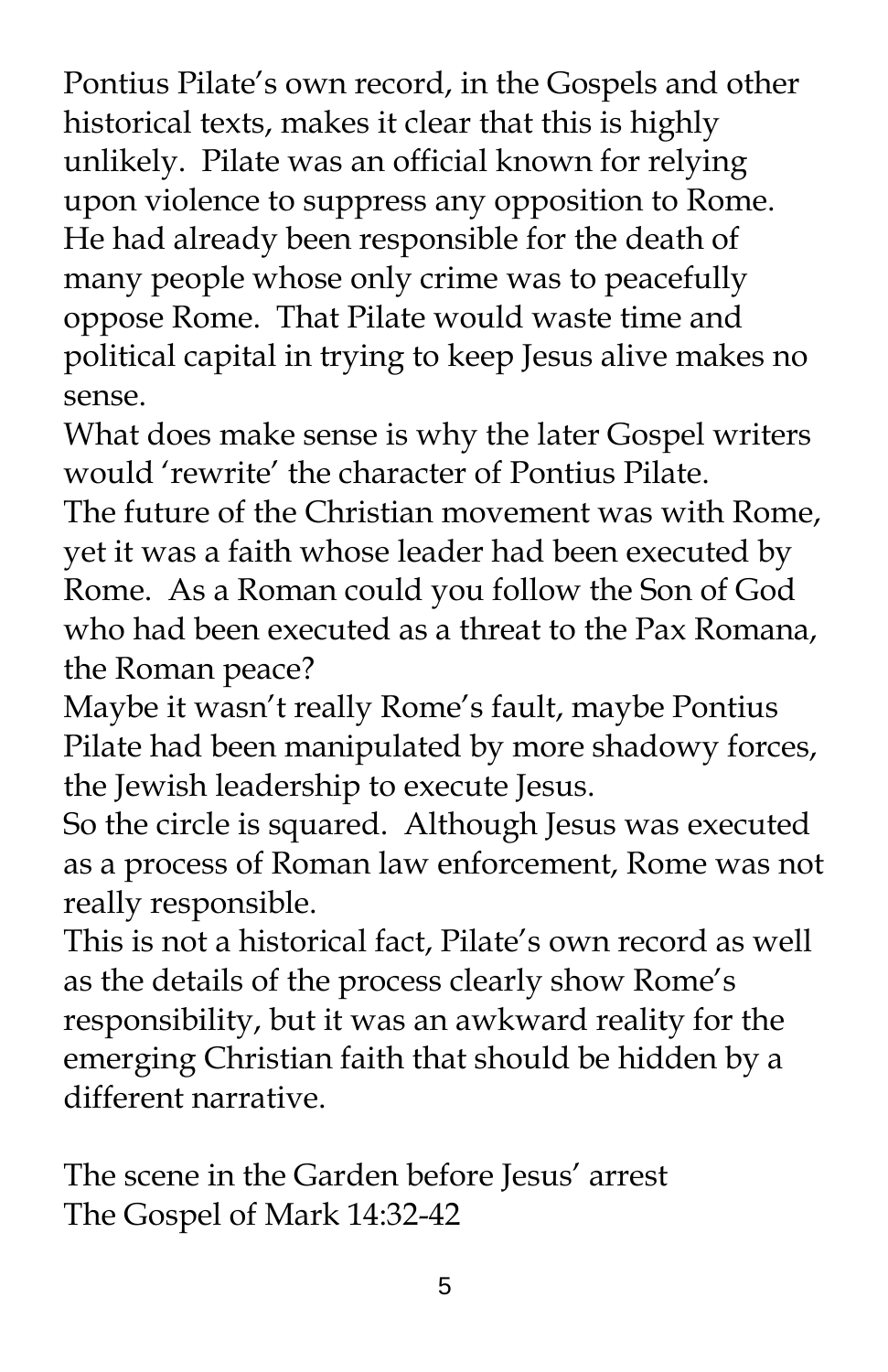Pontius Pilate's own record, in the Gospels and other historical texts, makes it clear that this is highly unlikely. Pilate was an official known for relying upon violence to suppress any opposition to Rome. He had already been responsible for the death of many people whose only crime was to peacefully oppose Rome. That Pilate would waste time and political capital in trying to keep Jesus alive makes no sense.

What does make sense is why the later Gospel writers would 'rewrite' the character of Pontius Pilate.

The future of the Christian movement was with Rome, yet it was a faith whose leader had been executed by Rome. As a Roman could you follow the Son of God who had been executed as a threat to the Pax Romana, the Roman peace?

Maybe it wasn't really Rome's fault, maybe Pontius Pilate had been manipulated by more shadowy forces, the Jewish leadership to execute Jesus.

So the circle is squared. Although Jesus was executed as a process of Roman law enforcement, Rome was not really responsible.

This is not a historical fact, Pilate's own record as well as the details of the process clearly show Rome's responsibility, but it was an awkward reality for the emerging Christian faith that should be hidden by a different narrative.

The scene in the Garden before Jesus' arrest
The Gospel of Mark 14:32-42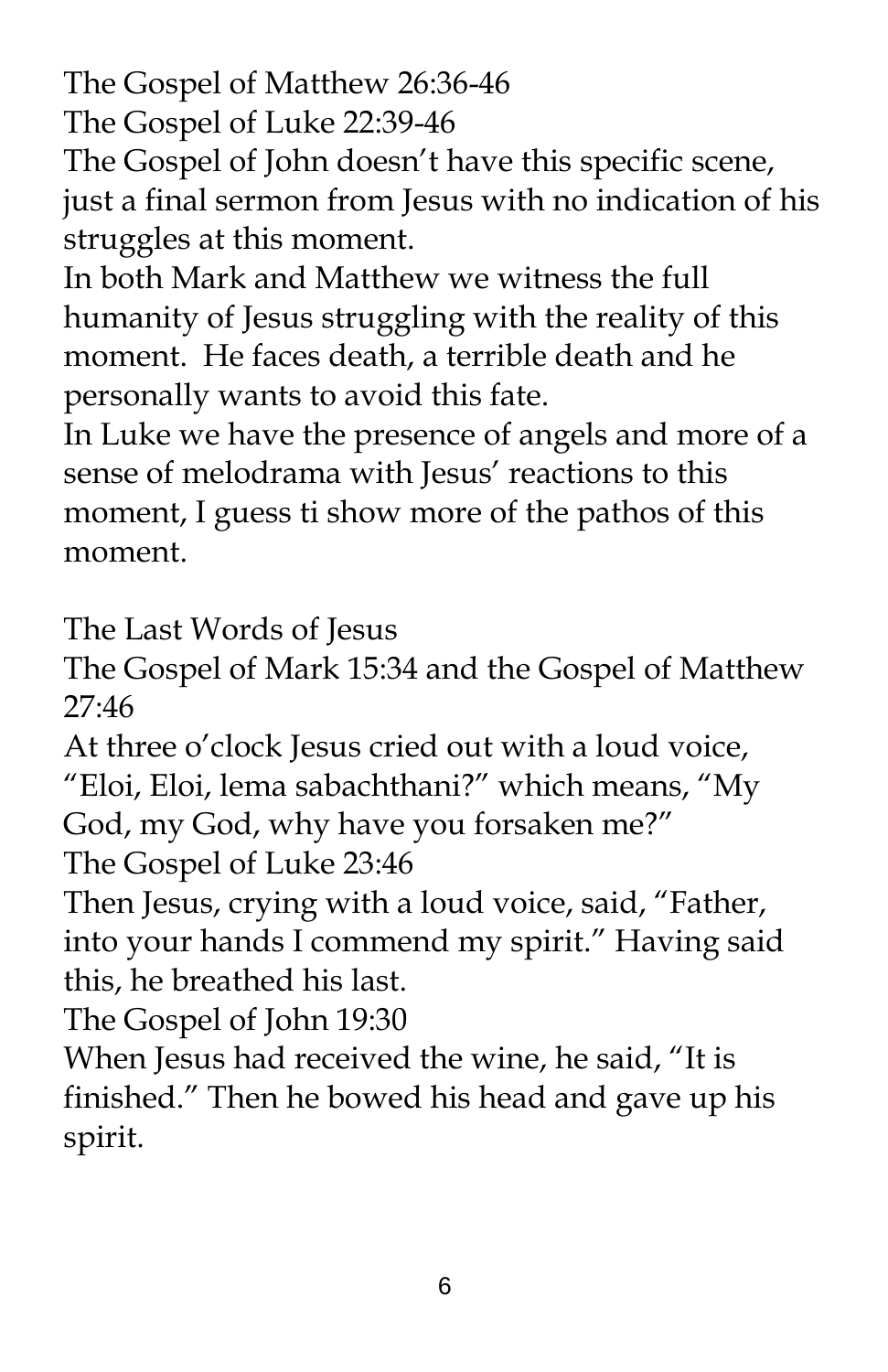The Gospel of Matthew 26:36-46

The Gospel of Luke 22:39-46

The Gospel of John doesn't have this specific scene, just a final sermon from Jesus with no indication of his struggles at this moment.

In both Mark and Matthew we witness the full humanity of Jesus struggling with the reality of this moment. He faces death, a terrible death and he personally wants to avoid this fate.

In Luke we have the presence of angels and more of a sense of melodrama with Jesus' reactions to this moment, I guess ti show more of the pathos of this moment.

The Last Words of Jesus

The Gospel of Mark 15:34 and the Gospel of Matthew 27:46

At three o'clock Jesus cried out with a loud voice, "Eloi, Eloi, lema sabachthani?" which means, "My God, my God, why have you forsaken me?"

The Gospel of Luke 23:46

Then Jesus, crying with a loud voice, said, "Father, into your hands I commend my spirit." Having said this, he breathed his last.

The Gospel of John 19:30

When Jesus had received the wine, he said, "It is finished." Then he bowed his head and gave up his spirit.